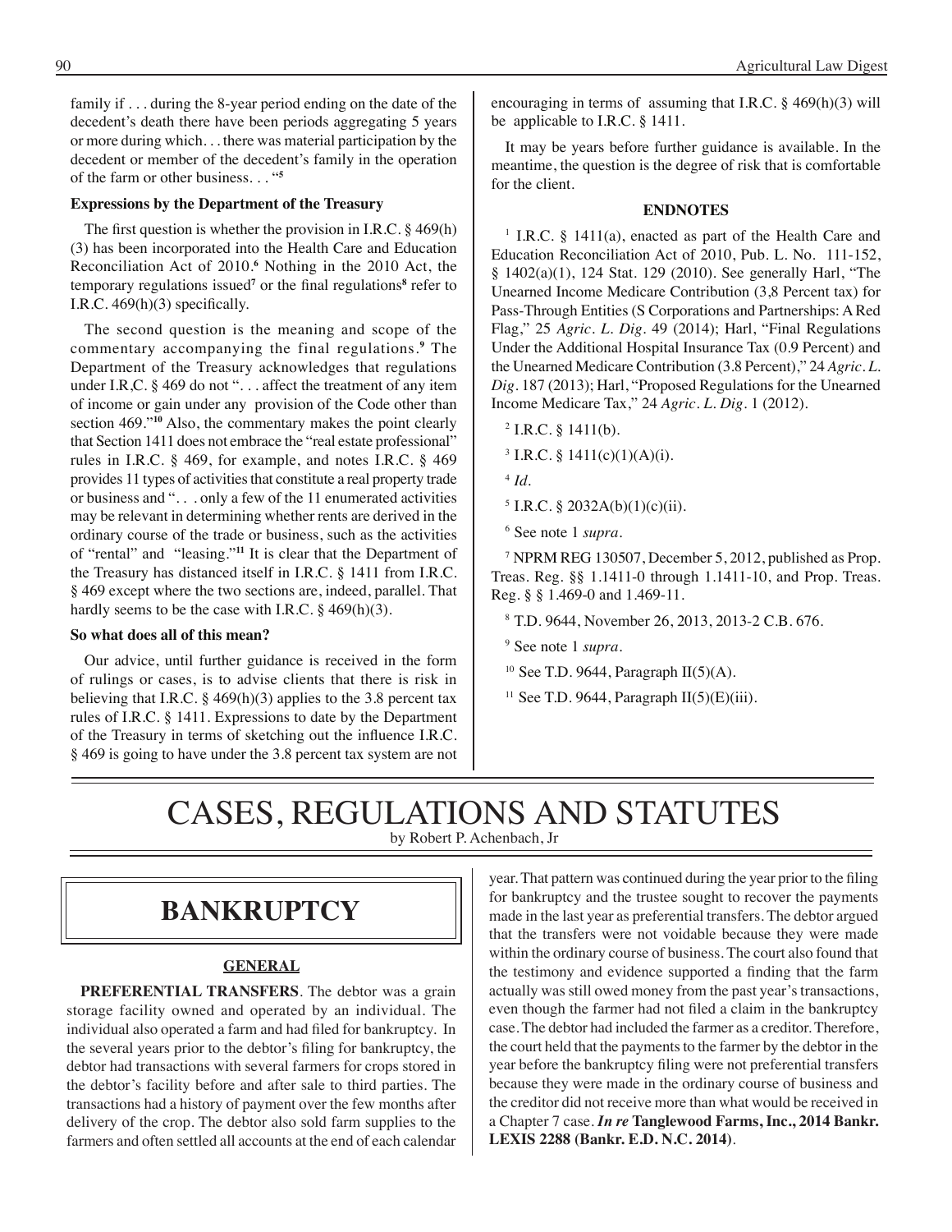family if . . . during the 8-year period ending on the date of the decedent's death there have been periods aggregating 5 years or more during which. . . there was material participation by the decedent or member of the decedent's family in the operation of the farm or other business. . . "[5]

**Expressions by the Department of the Treasury**

The first question is whether the provision in I.R.C. § 469(h)(3) has been incorporated into the Health Care and Education Reconciliation Act of 2010.[6] Nothing in the 2010 Act, the temporary regulations issued[7] or the final regulations[8] refer to I.R.C. 469(h)(3) specifically.

The second question is the meaning and scope of the commentary accompanying the final regulations.[9] The Department of the Treasury acknowledges that regulations under I.R,C. § 469 do not ". . . affect the treatment of any item of income or gain under any provision of the Code other than section 469."[10] Also, the commentary makes the point clearly that Section 1411 does not embrace the "real estate professional" rules in I.R.C. § 469, for example, and notes I.R.C. § 469 provides 11 types of activities that constitute a real property trade or business and ". . . only a few of the 11 enumerated activities may be relevant in determining whether rents are derived in the ordinary course of the trade or business, such as the activities of "rental" and "leasing."[11] It is clear that the Department of the Treasury has distanced itself in I.R.C. § 1411 from I.R.C. § 469 except where the two sections are, indeed, parallel. That hardly seems to be the case with I.R.C. § 469(h)(3).

**So what does all of this mean?**

Our advice, until further guidance is received in the form of rulings or cases, is to advise clients that there is risk in believing that I.R.C. § 469(h)(3) applies to the 3.8 percent tax rules of I.R.C. § 1411. Expressions to date by the Department of the Treasury in terms of sketching out the influence I.R.C. § 469 is going to have under the 3.8 percent tax system are not encouraging in terms of assuming that I.R.C. § 469(h)(3) will be applicable to I.R.C. § 1411.

It may be years before further guidance is available. In the meantime, the question is the degree of risk that is comfortable for the client.

**ENDNOTES**

[1] I.R.C. § 1411(a), enacted as part of the Health Care and Education Reconciliation Act of 2010, Pub. L. No. 111-152, § 1402(a)(1), 124 Stat. 129 (2010). See generally Harl, "The Unearned Income Medicare Contribution (3,8 Percent tax) for Pass-Through Entities (S Corporations and Partnerships: A Red Flag," 25 *Agric. L. Dig.* 49 (2014); Harl, "Final Regulations Under the Additional Hospital Insurance Tax (0.9 Percent) and the Unearned Medicare Contribution (3.8 Percent)," 24 *Agric. L. Dig.* 187 (2013); Harl, "Proposed Regulations for the Unearned Income Medicare Tax," 24 *Agric. L. Dig.* 1 (2012).

[2] I.R.C. § 1411(b).

[3] I.R.C. § 1411(c)(1)(A)(i).

[4] *Id.*

[5] I.R.C. § 2032A(b)(1)(c)(ii).

[6] See note 1 *supra*.

[7] NPRM REG 130507, December 5, 2012, published as Prop. Treas. Reg. §§ 1.1411-0 through 1.1411-10, and Prop. Treas. Reg. § § 1.469-0 and 1.469-11.

[8] T.D. 9644, November 26, 2013, 2013-2 C.B. 676.

[9] See note 1 *supra*.

[10] See T.D. 9644, Paragraph II(5)(A).

[11] See T.D. 9644, Paragraph II(5)(E)(iii).

# CASES, REGULATIONS AND STATUTES

by Robert P. Achenbach, Jr

## BANKRUPTCY

### GENERAL

**PREFERENTIAL TRANSFERS**. The debtor was a grain storage facility owned and operated by an individual. The individual also operated a farm and had filed for bankruptcy. In the several years prior to the debtor's filing for bankruptcy, the debtor had transactions with several farmers for crops stored in the debtor's facility before and after sale to third parties. The transactions had a history of payment over the few months after delivery of the crop. The debtor also sold farm supplies to the farmers and often settled all accounts at the end of each calendar year. That pattern was continued during the year prior to the filing for bankruptcy and the trustee sought to recover the payments made in the last year as preferential transfers. The debtor argued that the transfers were not voidable because they were made within the ordinary course of business. The court also found that the testimony and evidence supported a finding that the farm actually was still owed money from the past year's transactions, even though the farmer had not filed a claim in the bankruptcy case. The debtor had included the farmer as a creditor. Therefore, the court held that the payments to the farmer by the debtor in the year before the bankruptcy filing were not preferential transfers because they were made in the ordinary course of business and the creditor did not receive more than what would be received in a Chapter 7 case. ***In re* Tanglewood Farms, Inc., 2014 Bankr. LEXIS 2288 (Bankr. E.D. N.C. 2014)**.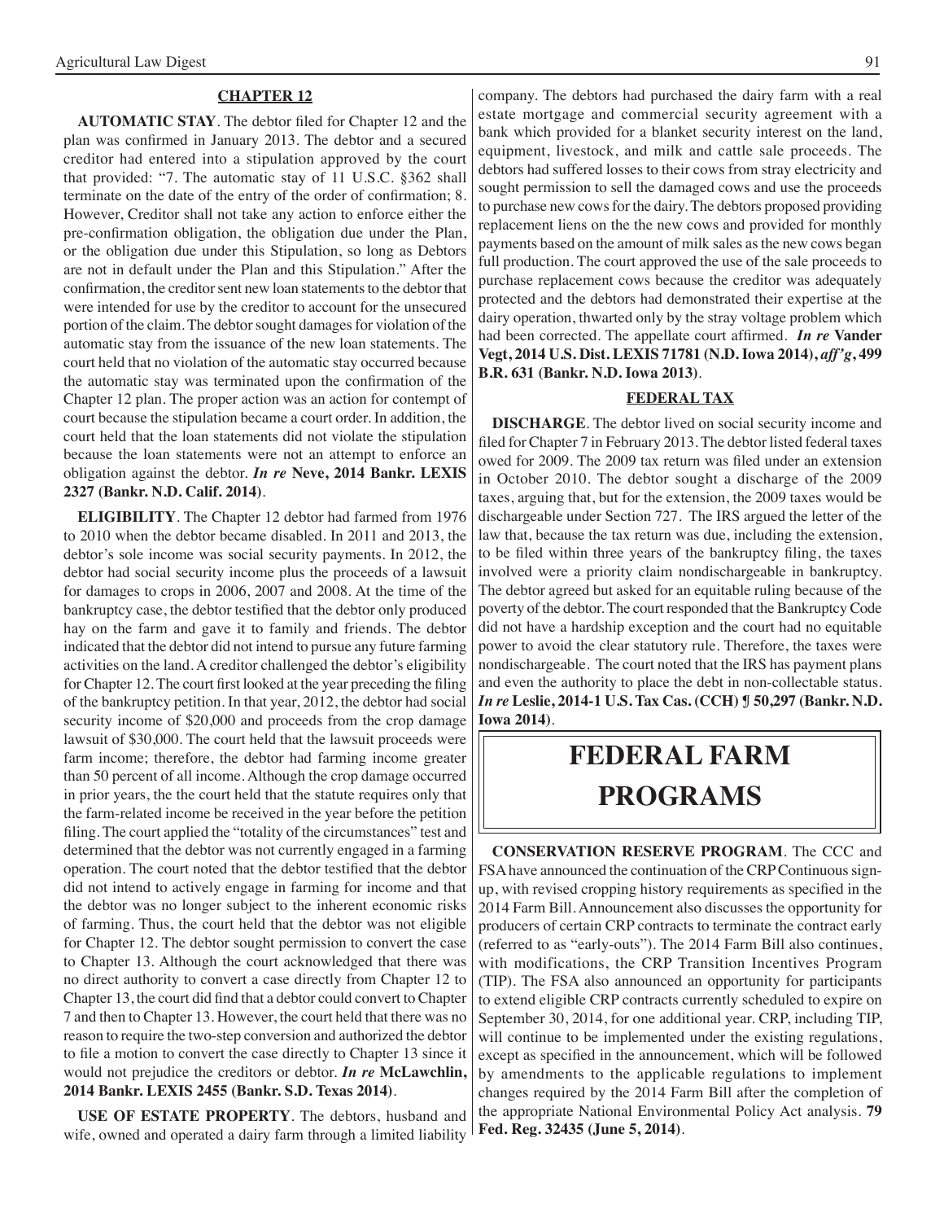## CHAPTER 12

**AUTOMATIC STAY**. The debtor filed for Chapter 12 and the plan was confirmed in January 2013. The debtor and a secured creditor had entered into a stipulation approved by the court that provided: "7. The automatic stay of 11 U.S.C. §362 shall terminate on the date of the entry of the order of confirmation; 8. However, Creditor shall not take any action to enforce either the pre-confirmation obligation, the obligation due under the Plan, or the obligation due under this Stipulation, so long as Debtors are not in default under the Plan and this Stipulation." After the confirmation, the creditor sent new loan statements to the debtor that were intended for use by the creditor to account for the unsecured portion of the claim. The debtor sought damages for violation of the automatic stay from the issuance of the new loan statements. The court held that no violation of the automatic stay occurred because the automatic stay was terminated upon the confirmation of the Chapter 12 plan. The proper action was an action for contempt of court because the stipulation became a court order. In addition, the court held that the loan statements did not violate the stipulation because the loan statements were not an attempt to enforce an obligation against the debtor. ***In re*** **Neve, 2014 Bankr. LEXIS 2327 (Bankr. N.D. Calif. 2014)**.

**ELIGIBILITY**. The Chapter 12 debtor had farmed from 1976 to 2010 when the debtor became disabled. In 2011 and 2013, the debtor's sole income was social security payments. In 2012, the debtor had social security income plus the proceeds of a lawsuit for damages to crops in 2006, 2007 and 2008. At the time of the bankruptcy case, the debtor testified that the debtor only produced hay on the farm and gave it to family and friends. The debtor indicated that the debtor did not intend to pursue any future farming activities on the land. A creditor challenged the debtor's eligibility for Chapter 12. The court first looked at the year preceding the filing of the bankruptcy petition. In that year, 2012, the debtor had social security income of $20,000 and proceeds from the crop damage lawsuit of $30,000. The court held that the lawsuit proceeds were farm income; therefore, the debtor had farming income greater than 50 percent of all income. Although the crop damage occurred in prior years, the the court held that the statute requires only that the farm-related income be received in the year before the petition filing. The court applied the "totality of the circumstances" test and determined that the debtor was not currently engaged in a farming operation. The court noted that the debtor testified that the debtor did not intend to actively engage in farming for income and that the debtor was no longer subject to the inherent economic risks of farming. Thus, the court held that the debtor was not eligible for Chapter 12. The debtor sought permission to convert the case to Chapter 13. Although the court acknowledged that there was no direct authority to convert a case directly from Chapter 12 to Chapter 13, the court did find that a debtor could convert to Chapter 7 and then to Chapter 13. However, the court held that there was no reason to require the two-step conversion and authorized the debtor to file a motion to convert the case directly to Chapter 13 since it would not prejudice the creditors or debtor. ***In re*** **McLawchlin, 2014 Bankr. LEXIS 2455 (Bankr. S.D. Texas 2014)**.

**USE OF ESTATE PROPERTY**. The debtors, husband and wife, owned and operated a dairy farm through a limited liability company. The debtors had purchased the dairy farm with a real estate mortgage and commercial security agreement with a bank which provided for a blanket security interest on the land, equipment, livestock, and milk and cattle sale proceeds. The debtors had suffered losses to their cows from stray electricity and sought permission to sell the damaged cows and use the proceeds to purchase new cows for the dairy. The debtors proposed providing replacement liens on the the new cows and provided for monthly payments based on the amount of milk sales as the new cows began full production. The court approved the use of the sale proceeds to purchase replacement cows because the creditor was adequately protected and the debtors had demonstrated their expertise at the dairy operation, thwarted only by the stray voltage problem which had been corrected. The appellate court affirmed. ***In re*** **Vander Vegt, 2014 U.S. Dist. LEXIS 71781 (N.D. Iowa 2014),** ***aff'g*****, 499 B.R. 631 (Bankr. N.D. Iowa 2013)**.

## FEDERAL TAX

**DISCHARGE**. The debtor lived on social security income and filed for Chapter 7 in February 2013. The debtor listed federal taxes owed for 2009. The 2009 tax return was filed under an extension in October 2010. The debtor sought a discharge of the 2009 taxes, arguing that, but for the extension, the 2009 taxes would be dischargeable under Section 727. The IRS argued the letter of the law that, because the tax return was due, including the extension, to be filed within three years of the bankruptcy filing, the taxes involved were a priority claim nondischargeable in bankruptcy. The debtor agreed but asked for an equitable ruling because of the poverty of the debtor. The court responded that the Bankruptcy Code did not have a hardship exception and the court had no equitable power to avoid the clear statutory rule. Therefore, the taxes were nondischargeable. The court noted that the IRS has payment plans and even the authority to place the debt in non-collectable status. ***In re*** **Leslie, 2014-1 U.S. Tax Cas. (CCH) ¶ 50,297 (Bankr. N.D. Iowa 2014)**.

# FEDERAL FARM PROGRAMS

**CONSERVATION RESERVE PROGRAM**. The CCC and FSA have announced the continuation of the CRP Continuous sign-up, with revised cropping history requirements as specified in the 2014 Farm Bill. Announcement also discusses the opportunity for producers of certain CRP contracts to terminate the contract early (referred to as "early-outs"). The 2014 Farm Bill also continues, with modifications, the CRP Transition Incentives Program (TIP). The FSA also announced an opportunity for participants to extend eligible CRP contracts currently scheduled to expire on September 30, 2014, for one additional year. CRP, including TIP, will continue to be implemented under the existing regulations, except as specified in the announcement, which will be followed by amendments to the applicable regulations to implement changes required by the 2014 Farm Bill after the completion of the appropriate National Environmental Policy Act analysis. **79 Fed. Reg. 32435 (June 5, 2014)**.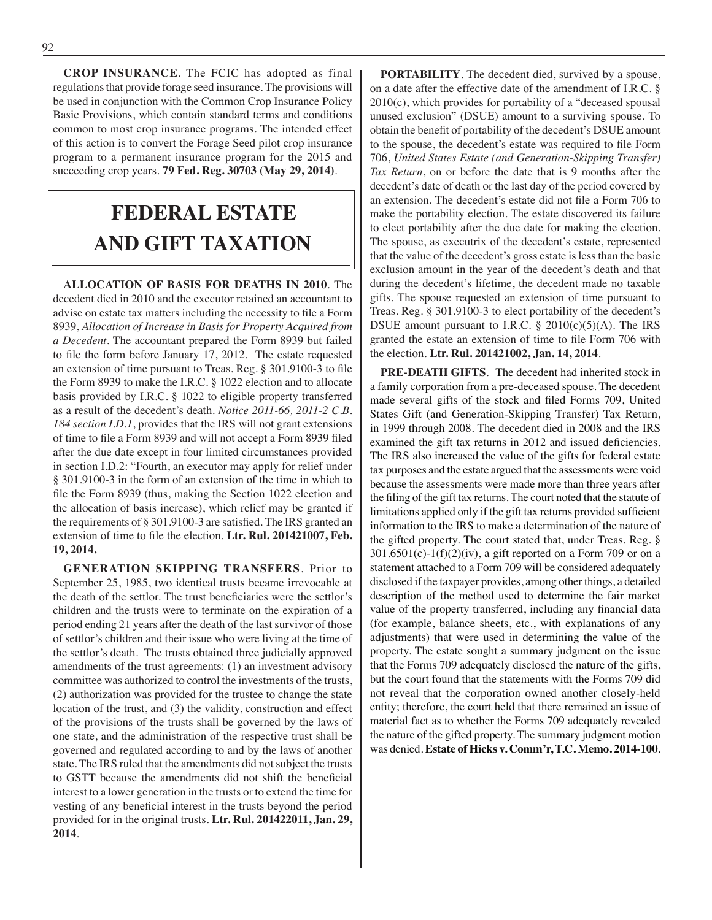**CROP INSURANCE**. The FCIC has adopted as final regulations that provide forage seed insurance. The provisions will be used in conjunction with the Common Crop Insurance Policy Basic Provisions, which contain standard terms and conditions common to most crop insurance programs. The intended effect of this action is to convert the Forage Seed pilot crop insurance program to a permanent insurance program for the 2015 and succeeding crop years. **79 Fed. Reg. 30703 (May 29, 2014)**.

# FEDERAL ESTATE AND GIFT TAXATION

**ALLOCATION OF BASIS FOR DEATHS IN 2010**. The decedent died in 2010 and the executor retained an accountant to advise on estate tax matters including the necessity to file a Form 8939, *Allocation of Increase in Basis for Property Acquired from a Decedent*. The accountant prepared the Form 8939 but failed to file the form before January 17, 2012. The estate requested an extension of time pursuant to Treas. Reg. § 301.9100-3 to file the Form 8939 to make the I.R.C. § 1022 election and to allocate basis provided by I.R.C. § 1022 to eligible property transferred as a result of the decedent's death. *Notice 2011-66, 2011-2 C.B. 184 section I.D.1*, provides that the IRS will not grant extensions of time to file a Form 8939 and will not accept a Form 8939 filed after the due date except in four limited circumstances provided in section I.D.2: "Fourth, an executor may apply for relief under § 301.9100-3 in the form of an extension of the time in which to file the Form 8939 (thus, making the Section 1022 election and the allocation of basis increase), which relief may be granted if the requirements of § 301.9100-3 are satisfied. The IRS granted an extension of time to file the election. **Ltr. Rul. 201421007, Feb. 19, 2014.**

**GENERATION SKIPPING TRANSFERS**. Prior to September 25, 1985, two identical trusts became irrevocable at the death of the settlor. The trust beneficiaries were the settlor's children and the trusts were to terminate on the expiration of a period ending 21 years after the death of the last survivor of those of settlor's children and their issue who were living at the time of the settlor's death. The trusts obtained three judicially approved amendments of the trust agreements: (1) an investment advisory committee was authorized to control the investments of the trusts, (2) authorization was provided for the trustee to change the state location of the trust, and (3) the validity, construction and effect of the provisions of the trusts shall be governed by the laws of one state, and the administration of the respective trust shall be governed and regulated according to and by the laws of another state. The IRS ruled that the amendments did not subject the trusts to GSTT because the amendments did not shift the beneficial interest to a lower generation in the trusts or to extend the time for vesting of any beneficial interest in the trusts beyond the period provided for in the original trusts. **Ltr. Rul. 201422011, Jan. 29, 2014**.

**PORTABILITY**. The decedent died, survived by a spouse, on a date after the effective date of the amendment of I.R.C. § 2010(c), which provides for portability of a "deceased spousal unused exclusion" (DSUE) amount to a surviving spouse. To obtain the benefit of portability of the decedent's DSUE amount to the spouse, the decedent's estate was required to file Form 706, *United States Estate (and Generation-Skipping Transfer) Tax Return*, on or before the date that is 9 months after the decedent's date of death or the last day of the period covered by an extension. The decedent's estate did not file a Form 706 to make the portability election. The estate discovered its failure to elect portability after the due date for making the election. The spouse, as executrix of the decedent's estate, represented that the value of the decedent's gross estate is less than the basic exclusion amount in the year of the decedent's death and that during the decedent's lifetime, the decedent made no taxable gifts. The spouse requested an extension of time pursuant to Treas. Reg. § 301.9100-3 to elect portability of the decedent's DSUE amount pursuant to I.R.C. § 2010(c)(5)(A). The IRS granted the estate an extension of time to file Form 706 with the election. **Ltr. Rul. 201421002, Jan. 14, 2014**.

**PRE-DEATH GIFTS**. The decedent had inherited stock in a family corporation from a pre-deceased spouse. The decedent made several gifts of the stock and filed Forms 709, United States Gift (and Generation-Skipping Transfer) Tax Return, in 1999 through 2008. The decedent died in 2008 and the IRS examined the gift tax returns in 2012 and issued deficiencies. The IRS also increased the value of the gifts for federal estate tax purposes and the estate argued that the assessments were void because the assessments were made more than three years after the filing of the gift tax returns. The court noted that the statute of limitations applied only if the gift tax returns provided sufficient information to the IRS to make a determination of the nature of the gifted property. The court stated that, under Treas. Reg. § 301.6501(c)-1(f)(2)(iv), a gift reported on a Form 709 or on a statement attached to a Form 709 will be considered adequately disclosed if the taxpayer provides, among other things, a detailed description of the method used to determine the fair market value of the property transferred, including any financial data (for example, balance sheets, etc., with explanations of any adjustments) that were used in determining the value of the property. The estate sought a summary judgment on the issue that the Forms 709 adequately disclosed the nature of the gifts, but the court found that the statements with the Forms 709 did not reveal that the corporation owned another closely-held entity; therefore, the court held that there remained an issue of material fact as to whether the Forms 709 adequately revealed the nature of the gifted property. The summary judgment motion was denied. **Estate of Hicks v. Comm'r, T.C. Memo. 2014-100**.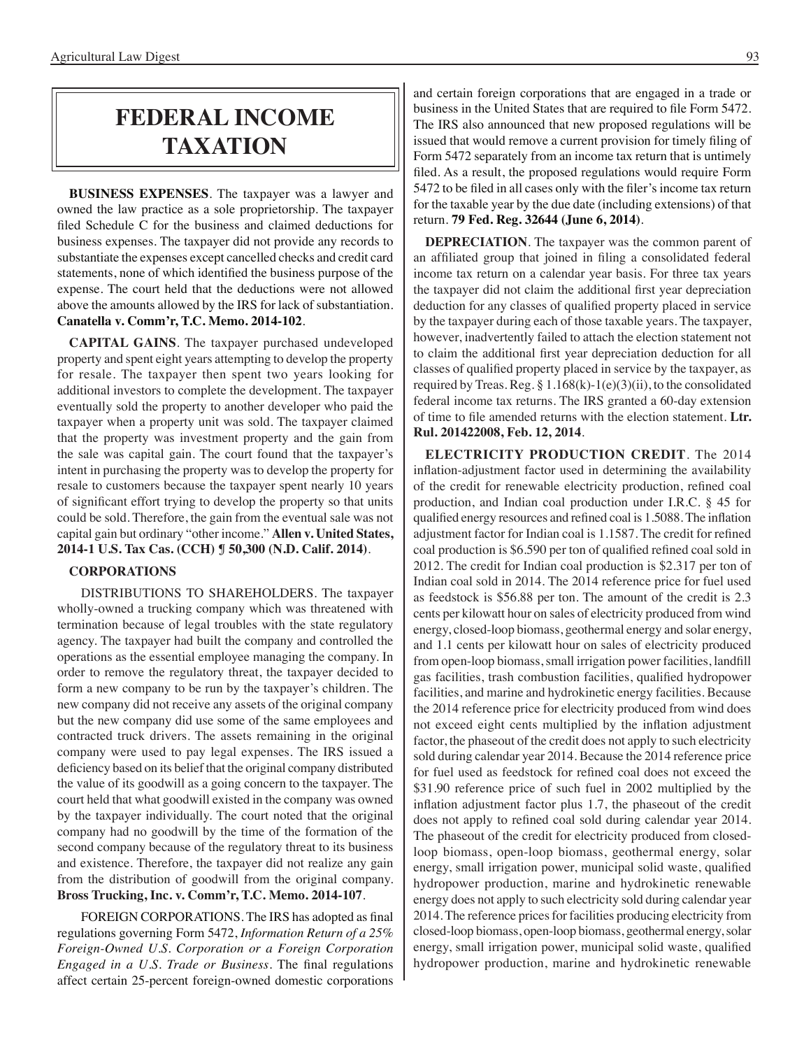# FEDERAL INCOME TAXATION

**BUSINESS EXPENSES**. The taxpayer was a lawyer and owned the law practice as a sole proprietorship. The taxpayer filed Schedule C for the business and claimed deductions for business expenses. The taxpayer did not provide any records to substantiate the expenses except cancelled checks and credit card statements, none of which identified the business purpose of the expense. The court held that the deductions were not allowed above the amounts allowed by the IRS for lack of substantiation. **Canatella v. Comm'r, T.C. Memo. 2014-102**.

**CAPITAL GAINS**. The taxpayer purchased undeveloped property and spent eight years attempting to develop the property for resale. The taxpayer then spent two years looking for additional investors to complete the development. The taxpayer eventually sold the property to another developer who paid the taxpayer when a property unit was sold. The taxpayer claimed that the property was investment property and the gain from the sale was capital gain. The court found that the taxpayer's intent in purchasing the property was to develop the property for resale to customers because the taxpayer spent nearly 10 years of significant effort trying to develop the property so that units could be sold. Therefore, the gain from the eventual sale was not capital gain but ordinary "other income." **Allen v. United States, 2014-1 U.S. Tax Cas. (CCH) ¶ 50,300 (N.D. Calif. 2014)**.

**CORPORATIONS**

DISTRIBUTIONS TO SHAREHOLDERS. The taxpayer wholly-owned a trucking company which was threatened with termination because of legal troubles with the state regulatory agency. The taxpayer had built the company and controlled the operations as the essential employee managing the company. In order to remove the regulatory threat, the taxpayer decided to form a new company to be run by the taxpayer's children. The new company did not receive any assets of the original company but the new company did use some of the same employees and contracted truck drivers. The assets remaining in the original company were used to pay legal expenses. The IRS issued a deficiency based on its belief that the original company distributed the value of its goodwill as a going concern to the taxpayer. The court held that what goodwill existed in the company was owned by the taxpayer individually. The court noted that the original company had no goodwill by the time of the formation of the second company because of the regulatory threat to its business and existence. Therefore, the taxpayer did not realize any gain from the distribution of goodwill from the original company. **Bross Trucking, Inc. v. Comm'r, T.C. Memo. 2014-107**.

FOREIGN CORPORATIONS. The IRS has adopted as final regulations governing Form 5472, *Information Return of a 25% Foreign-Owned U.S. Corporation or a Foreign Corporation Engaged in a U.S. Trade or Business*. The final regulations affect certain 25-percent foreign-owned domestic corporations and certain foreign corporations that are engaged in a trade or business in the United States that are required to file Form 5472. The IRS also announced that new proposed regulations will be issued that would remove a current provision for timely filing of Form 5472 separately from an income tax return that is untimely filed. As a result, the proposed regulations would require Form 5472 to be filed in all cases only with the filer's income tax return for the taxable year by the due date (including extensions) of that return. **79 Fed. Reg. 32644 (June 6, 2014)**.

**DEPRECIATION**. The taxpayer was the common parent of an affiliated group that joined in filing a consolidated federal income tax return on a calendar year basis. For three tax years the taxpayer did not claim the additional first year depreciation deduction for any classes of qualified property placed in service by the taxpayer during each of those taxable years. The taxpayer, however, inadvertently failed to attach the election statement not to claim the additional first year depreciation deduction for all classes of qualified property placed in service by the taxpayer, as required by Treas. Reg. § 1.168(k)-1(e)(3)(ii), to the consolidated federal income tax returns. The IRS granted a 60-day extension of time to file amended returns with the election statement. **Ltr. Rul. 201422008, Feb. 12, 2014**.

**ELECTRICITY PRODUCTION CREDIT**. The 2014 inflation-adjustment factor used in determining the availability of the credit for renewable electricity production, refined coal production, and Indian coal production under I.R.C. § 45 for qualified energy resources and refined coal is 1.5088. The inflation adjustment factor for Indian coal is 1.1587. The credit for refined coal production is $6.590 per ton of qualified refined coal sold in 2012. The credit for Indian coal production is $2.317 per ton of Indian coal sold in 2014. The 2014 reference price for fuel used as feedstock is $56.88 per ton. The amount of the credit is 2.3 cents per kilowatt hour on sales of electricity produced from wind energy, closed-loop biomass, geothermal energy and solar energy, and 1.1 cents per kilowatt hour on sales of electricity produced from open-loop biomass, small irrigation power facilities, landfill gas facilities, trash combustion facilities, qualified hydropower facilities, and marine and hydrokinetic energy facilities. Because the 2014 reference price for electricity produced from wind does not exceed eight cents multiplied by the inflation adjustment factor, the phaseout of the credit does not apply to such electricity sold during calendar year 2014. Because the 2014 reference price for fuel used as feedstock for refined coal does not exceed the $31.90 reference price of such fuel in 2002 multiplied by the inflation adjustment factor plus 1.7, the phaseout of the credit does not apply to refined coal sold during calendar year 2014. The phaseout of the credit for electricity produced from closed-loop biomass, open-loop biomass, geothermal energy, solar energy, small irrigation power, municipal solid waste, qualified hydropower production, marine and hydrokinetic renewable energy does not apply to such electricity sold during calendar year 2014. The reference prices for facilities producing electricity from closed-loop biomass, open-loop biomass, geothermal energy, solar energy, small irrigation power, municipal solid waste, qualified hydropower production, marine and hydrokinetic renewable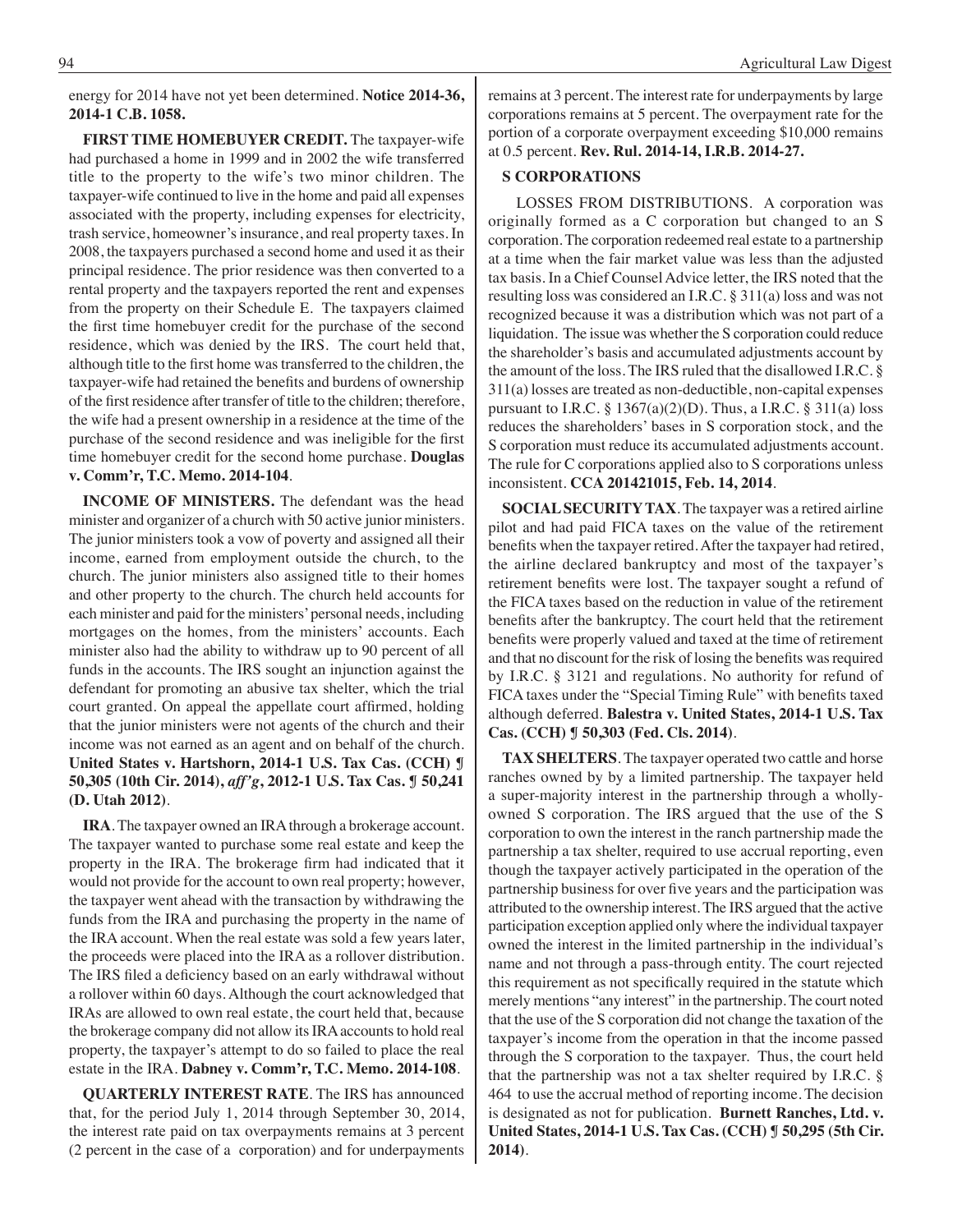energy for 2014 have not yet been determined. **Notice 2014-36, 2014-1 C.B. 1058.**

**FIRST TIME HOMEBUYER CREDIT.** The taxpayer-wife had purchased a home in 1999 and in 2002 the wife transferred title to the property to the wife's two minor children. The taxpayer-wife continued to live in the home and paid all expenses associated with the property, including expenses for electricity, trash service, homeowner's insurance, and real property taxes. In 2008, the taxpayers purchased a second home and used it as their principal residence. The prior residence was then converted to a rental property and the taxpayers reported the rent and expenses from the property on their Schedule E. The taxpayers claimed the first time homebuyer credit for the purchase of the second residence, which was denied by the IRS. The court held that, although title to the first home was transferred to the children, the taxpayer-wife had retained the benefits and burdens of ownership of the first residence after transfer of title to the children; therefore, the wife had a present ownership in a residence at the time of the purchase of the second residence and was ineligible for the first time homebuyer credit for the second home purchase. **Douglas v. Comm'r, T.C. Memo. 2014-104**.

**INCOME OF MINISTERS.** The defendant was the head minister and organizer of a church with 50 active junior ministers. The junior ministers took a vow of poverty and assigned all their income, earned from employment outside the church, to the church. The junior ministers also assigned title to their homes and other property to the church. The church held accounts for each minister and paid for the ministers' personal needs, including mortgages on the homes, from the ministers' accounts. Each minister also had the ability to withdraw up to 90 percent of all funds in the accounts. The IRS sought an injunction against the defendant for promoting an abusive tax shelter, which the trial court granted. On appeal the appellate court affirmed, holding that the junior ministers were not agents of the church and their income was not earned as an agent and on behalf of the church. **United States v. Hartshorn, 2014-1 U.S. Tax Cas. (CCH) ¶ 50,305 (10th Cir. 2014), *aff'g*, 2012-1 U.S. Tax Cas. ¶ 50,241 (D. Utah 2012)**.

**IRA**. The taxpayer owned an IRA through a brokerage account. The taxpayer wanted to purchase some real estate and keep the property in the IRA. The brokerage firm had indicated that it would not provide for the account to own real property; however, the taxpayer went ahead with the transaction by withdrawing the funds from the IRA and purchasing the property in the name of the IRA account. When the real estate was sold a few years later, the proceeds were placed into the IRA as a rollover distribution. The IRS filed a deficiency based on an early withdrawal without a rollover within 60 days. Although the court acknowledged that IRAs are allowed to own real estate, the court held that, because the brokerage company did not allow its IRA accounts to hold real property, the taxpayer's attempt to do so failed to place the real estate in the IRA. **Dabney v. Comm'r, T.C. Memo. 2014-108**.

**QUARTERLY INTEREST RATE**. The IRS has announced that, for the period July 1, 2014 through September 30, 2014, the interest rate paid on tax overpayments remains at 3 percent (2 percent in the case of a corporation) and for underpayments remains at 3 percent. The interest rate for underpayments by large corporations remains at 5 percent. The overpayment rate for the portion of a corporate overpayment exceeding $10,000 remains at 0.5 percent. **Rev. Rul. 2014-14, I.R.B. 2014-27.**

**S CORPORATIONS**

LOSSES FROM DISTRIBUTIONS. A corporation was originally formed as a C corporation but changed to an S corporation. The corporation redeemed real estate to a partnership at a time when the fair market value was less than the adjusted tax basis. In a Chief Counsel Advice letter, the IRS noted that the resulting loss was considered an I.R.C. § 311(a) loss and was not recognized because it was a distribution which was not part of a liquidation. The issue was whether the S corporation could reduce the shareholder's basis and accumulated adjustments account by the amount of the loss. The IRS ruled that the disallowed I.R.C. § 311(a) losses are treated as non-deductible, non-capital expenses pursuant to I.R.C. § 1367(a)(2)(D). Thus, a I.R.C. § 311(a) loss reduces the shareholders' bases in S corporation stock, and the S corporation must reduce its accumulated adjustments account. The rule for C corporations applied also to S corporations unless inconsistent. **CCA 201421015, Feb. 14, 2014**.

**SOCIAL SECURITY TAX**. The taxpayer was a retired airline pilot and had paid FICA taxes on the value of the retirement benefits when the taxpayer retired. After the taxpayer had retired, the airline declared bankruptcy and most of the taxpayer's retirement benefits were lost. The taxpayer sought a refund of the FICA taxes based on the reduction in value of the retirement benefits after the bankruptcy. The court held that the retirement benefits were properly valued and taxed at the time of retirement and that no discount for the risk of losing the benefits was required by I.R.C. § 3121 and regulations. No authority for refund of FICA taxes under the "Special Timing Rule" with benefits taxed although deferred. **Balestra v. United States, 2014-1 U.S. Tax Cas. (CCH) ¶ 50,303 (Fed. Cls. 2014)**.

**TAX SHELTERS**. The taxpayer operated two cattle and horse ranches owned by by a limited partnership. The taxpayer held a super-majority interest in the partnership through a wholly-owned S corporation. The IRS argued that the use of the S corporation to own the interest in the ranch partnership made the partnership a tax shelter, required to use accrual reporting, even though the taxpayer actively participated in the operation of the partnership business for over five years and the participation was attributed to the ownership interest. The IRS argued that the active participation exception applied only where the individual taxpayer owned the interest in the limited partnership in the individual's name and not through a pass-through entity. The court rejected this requirement as not specifically required in the statute which merely mentions "any interest" in the partnership. The court noted that the use of the S corporation did not change the taxation of the taxpayer's income from the operation in that the income passed through the S corporation to the taxpayer. Thus, the court held that the partnership was not a tax shelter required by I.R.C. § 464 to use the accrual method of reporting income. The decision is designated as not for publication. **Burnett Ranches, Ltd. v. United States, 2014-1 U.S. Tax Cas. (CCH) ¶ 50,295 (5th Cir. 2014)**.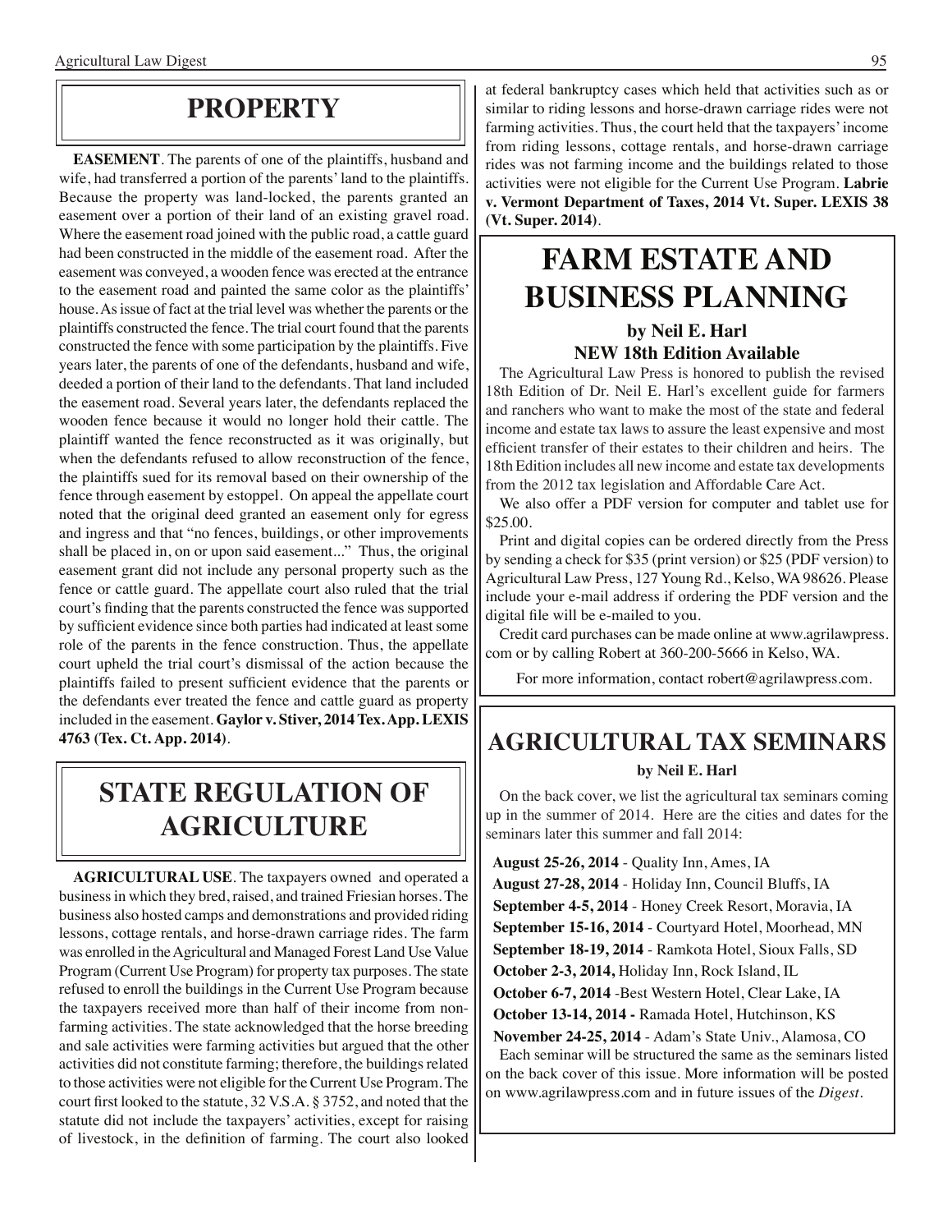# PROPERTY

**EASEMENT**. The parents of one of the plaintiffs, husband and wife, had transferred a portion of the parents' land to the plaintiffs. Because the property was land-locked, the parents granted an easement over a portion of their land of an existing gravel road. Where the easement road joined with the public road, a cattle guard had been constructed in the middle of the easement road. After the easement was conveyed, a wooden fence was erected at the entrance to the easement road and painted the same color as the plaintiffs' house. As issue of fact at the trial level was whether the parents or the plaintiffs constructed the fence. The trial court found that the parents constructed the fence with some participation by the plaintiffs. Five years later, the parents of one of the defendants, husband and wife, deeded a portion of their land to the defendants. That land included the easement road. Several years later, the defendants replaced the wooden fence because it would no longer hold their cattle. The plaintiff wanted the fence reconstructed as it was originally, but when the defendants refused to allow reconstruction of the fence, the plaintiffs sued for its removal based on their ownership of the fence through easement by estoppel. On appeal the appellate court noted that the original deed granted an easement only for egress and ingress and that "no fences, buildings, or other improvements shall be placed in, on or upon said easement..." Thus, the original easement grant did not include any personal property such as the fence or cattle guard. The appellate court also ruled that the trial court's finding that the parents constructed the fence was supported by sufficient evidence since both parties had indicated at least some role of the parents in the fence construction. Thus, the appellate court upheld the trial court's dismissal of the action because the plaintiffs failed to present sufficient evidence that the parents or the defendants ever treated the fence and cattle guard as property included in the easement. **Gaylor v. Stiver, 2014 Tex. App. LEXIS 4763 (Tex. Ct. App. 2014)**.

# STATE REGULATION OF AGRICULTURE

**AGRICULTURAL USE**. The taxpayers owned and operated a business in which they bred, raised, and trained Friesian horses. The business also hosted camps and demonstrations and provided riding lessons, cottage rentals, and horse-drawn carriage rides. The farm was enrolled in the Agricultural and Managed Forest Land Use Value Program (Current Use Program) for property tax purposes. The state refused to enroll the buildings in the Current Use Program because the taxpayers received more than half of their income from non-farming activities. The state acknowledged that the horse breeding and sale activities were farming activities but argued that the other activities did not constitute farming; therefore, the buildings related to those activities were not eligible for the Current Use Program. The court first looked to the statute, 32 V.S.A. § 3752, and noted that the statute did not include the taxpayers' activities, except for raising of livestock, in the definition of farming. The court also looked at federal bankruptcy cases which held that activities such as or similar to riding lessons and horse-drawn carriage rides were not farming activities. Thus, the court held that the taxpayers' income from riding lessons, cottage rentals, and horse-drawn carriage rides was not farming income and the buildings related to those activities were not eligible for the Current Use Program. **Labrie v. Vermont Department of Taxes, 2014 Vt. Super. LEXIS 38 (Vt. Super. 2014)**.

# FARM ESTATE AND BUSINESS PLANNING

**by Neil E. Harl**
**NEW 18th Edition Available**

The Agricultural Law Press is honored to publish the revised 18th Edition of Dr. Neil E. Harl's excellent guide for farmers and ranchers who want to make the most of the state and federal income and estate tax laws to assure the least expensive and most efficient transfer of their estates to their children and heirs. The 18th Edition includes all new income and estate tax developments from the 2012 tax legislation and Affordable Care Act.

We also offer a PDF version for computer and tablet use for $25.00.

Print and digital copies can be ordered directly from the Press by sending a check for $35 (print version) or $25 (PDF version) to Agricultural Law Press, 127 Young Rd., Kelso, WA 98626. Please include your e-mail address if ordering the PDF version and the digital file will be e-mailed to you.

Credit card purchases can be made online at www.agrilawpress.com or by calling Robert at 360-200-5666 in Kelso, WA.

For more information, contact robert@agrilawpress.com.

# AGRICULTURAL TAX SEMINARS

**by Neil E. Harl**

On the back cover, we list the agricultural tax seminars coming up in the summer of 2014. Here are the cities and dates for the seminars later this summer and fall 2014:

**August 25-26, 2014** - Quality Inn, Ames, IA
**August 27-28, 2014** - Holiday Inn, Council Bluffs, IA
**September 4-5, 2014** - Honey Creek Resort, Moravia, IA
**September 15-16, 2014** - Courtyard Hotel, Moorhead, MN
**September 18-19, 2014** - Ramkota Hotel, Sioux Falls, SD
**October 2-3, 2014,** Holiday Inn, Rock Island, IL
**October 6-7, 2014** -Best Western Hotel, Clear Lake, IA
**October 13-14, 2014 -** Ramada Hotel, Hutchinson, KS
**November 24-25, 2014** - Adam's State Univ., Alamosa, CO

Each seminar will be structured the same as the seminars listed on the back cover of this issue. More information will be posted on www.agrilawpress.com and in future issues of the *Digest*.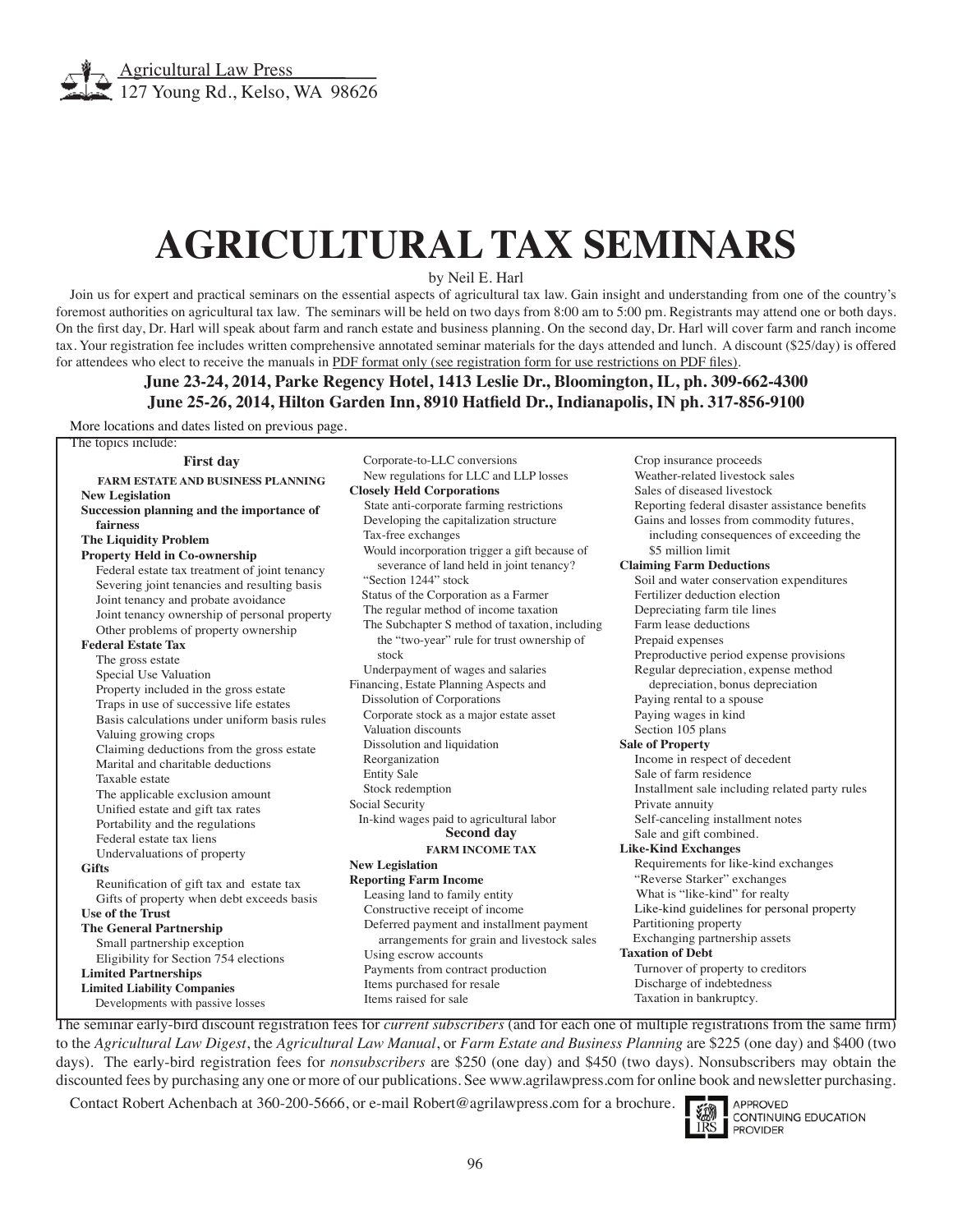Agricultural Law Press
127 Young Rd., Kelso, WA 98626

# AGRICULTURAL TAX SEMINARS

by Neil E. Harl

Join us for expert and practical seminars on the essential aspects of agricultural tax law. Gain insight and understanding from one of the country's foremost authorities on agricultural tax law. The seminars will be held on two days from 8:00 am to 5:00 pm. Registrants may attend one or both days. On the first day, Dr. Harl will speak about farm and ranch estate and business planning. On the second day, Dr. Harl will cover farm and ranch income tax. Your registration fee includes written comprehensive annotated seminar materials for the days attended and lunch. A discount ($25/day) is offered for attendees who elect to receive the manuals in PDF format only (see registration form for use restrictions on PDF files).

**June 23-24, 2014, Parke Regency Hotel, 1413 Leslie Dr., Bloomington, IL, ph. 309-662-4300**

**June 25-26, 2014, Hilton Garden Inn, 8910 Hatfield Dr., Indianapolis, IN ph. 317-856-9100**

More locations and dates listed on previous page.

The topics include:

## First day

### FARM ESTATE AND BUSINESS PLANNING

**New Legislation**

**Succession planning and the importance of fairness**

**The Liquidity Problem**

**Property Held in Co-ownership**
- Federal estate tax treatment of joint tenancy
- Severing joint tenancies and resulting basis
- Joint tenancy and probate avoidance
- Joint tenancy ownership of personal property
- Other problems of property ownership

**Federal Estate Tax**
- The gross estate
- Special Use Valuation
- Property included in the gross estate
- Traps in use of successive life estates
- Basis calculations under uniform basis rules
- Valuing growing crops
- Claiming deductions from the gross estate
- Marital and charitable deductions
- Taxable estate
- The applicable exclusion amount
- Unified estate and gift tax rates
- Portability and the regulations
- Federal estate tax liens
- Undervaluations of property

**Gifts**
- Reunification of gift tax and estate tax
- Gifts of property when debt exceeds basis

**Use of the Trust**

**The General Partnership**
- Small partnership exception
- Eligibility for Section 754 elections

**Limited Partnerships**

**Limited Liability Companies**
- Developments with passive losses
- Corporate-to-LLC conversions
- New regulations for LLC and LLP losses

**Closely Held Corporations**
- State anti-corporate farming restrictions
- Developing the capitalization structure
- Tax-free exchanges
- Would incorporation trigger a gift because of severance of land held in joint tenancy?
- "Section 1244" stock
- Status of the Corporation as a Farmer
- The regular method of income taxation
- The Subchapter S method of taxation, including the "two-year" rule for trust ownership of stock
- Underpayment of wages and salaries

Financing, Estate Planning Aspects and Dissolution of Corporations
- Corporate stock as a major estate asset
- Valuation discounts
- Dissolution and liquidation
- Reorganization
- Entity Sale
- Stock redemption

Social Security
- In-kind wages paid to agricultural labor

## Second day

### FARM INCOME TAX

**New Legislation**

**Reporting Farm Income**
- Leasing land to family entity
- Constructive receipt of income
- Deferred payment and installment payment arrangements for grain and livestock sales
- Using escrow accounts
- Payments from contract production
- Items purchased for resale
- Items raised for sale
- Crop insurance proceeds
- Weather-related livestock sales
- Sales of diseased livestock
- Reporting federal disaster assistance benefits
- Gains and losses from commodity futures, including consequences of exceeding the $5 million limit

**Claiming Farm Deductions**
- Soil and water conservation expenditures
- Fertilizer deduction election
- Depreciating farm tile lines
- Farm lease deductions
- Prepaid expenses
- Preproductive period expense provisions
- Regular depreciation, expense method depreciation, bonus depreciation
- Paying rental to a spouse
- Paying wages in kind
- Section 105 plans

**Sale of Property**
- Income in respect of decedent
- Sale of farm residence
- Installment sale including related party rules
- Private annuity
- Self-canceling installment notes
- Sale and gift combined.

**Like-Kind Exchanges**
- Requirements for like-kind exchanges
- "Reverse Starker" exchanges
- What is "like-kind" for realty
- Like-kind guidelines for personal property
- Partitioning property
- Exchanging partnership assets

**Taxation of Debt**
- Turnover of property to creditors
- Discharge of indebtedness
- Taxation in bankruptcy.

The seminar early-bird discount registration fees for *current subscribers* (and for each one of multiple registrations from the same firm) to the *Agricultural Law Digest*, the *Agricultural Law Manual*, or *Farm Estate and Business Planning* are $225 (one day) and $400 (two days). The early-bird registration fees for *nonsubscribers* are $250 (one day) and $450 (two days). Nonsubscribers may obtain the discounted fees by purchasing any one or more of our publications. See www.agrilawpress.com for online book and newsletter purchasing.

Contact Robert Achenbach at 360-200-5666, or e-mail Robert@agrilawpress.com for a brochure.

IRS APPROVED CONTINUING EDUCATION PROVIDER